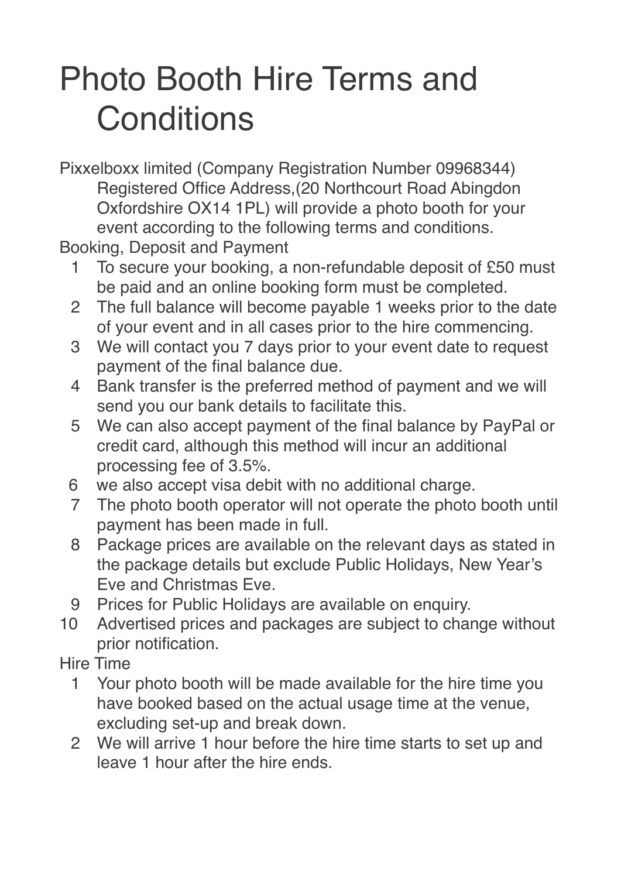# Photo Booth Hire Terms and Conditions

Pixxelboxx limited (Company Registration Number 09968344) Registered Office Address,(20 Northcourt Road Abingdon Oxfordshire OX14 1PL) will provide a photo booth for your event according to the following terms and conditions.

Booking, Deposit and Payment

1. To secure your booking, a non-refundable deposit of £50 must be paid and an online booking form must be completed.
2. The full balance will become payable 1 weeks prior to the date of your event and in all cases prior to the hire commencing.
3. We will contact you 7 days prior to your event date to request payment of the final balance due.
4. Bank transfer is the preferred method of payment and we will send you our bank details to facilitate this.
5. We can also accept payment of the final balance by PayPal or credit card, although this method will incur an additional processing fee of 3.5%.
6. we also accept visa debit with no additional charge.
7. The photo booth operator will not operate the photo booth until payment has been made in full.
8. Package prices are available on the relevant days as stated in the package details but exclude Public Holidays, New Year's Eve and Christmas Eve.
9. Prices for Public Holidays are available on enquiry.
10. Advertised prices and packages are subject to change without prior notification.

Hire Time

1. Your photo booth will be made available for the hire time you have booked based on the actual usage time at the venue, excluding set-up and break down.
2. We will arrive 1 hour before the hire time starts to set up and leave 1 hour after the hire ends.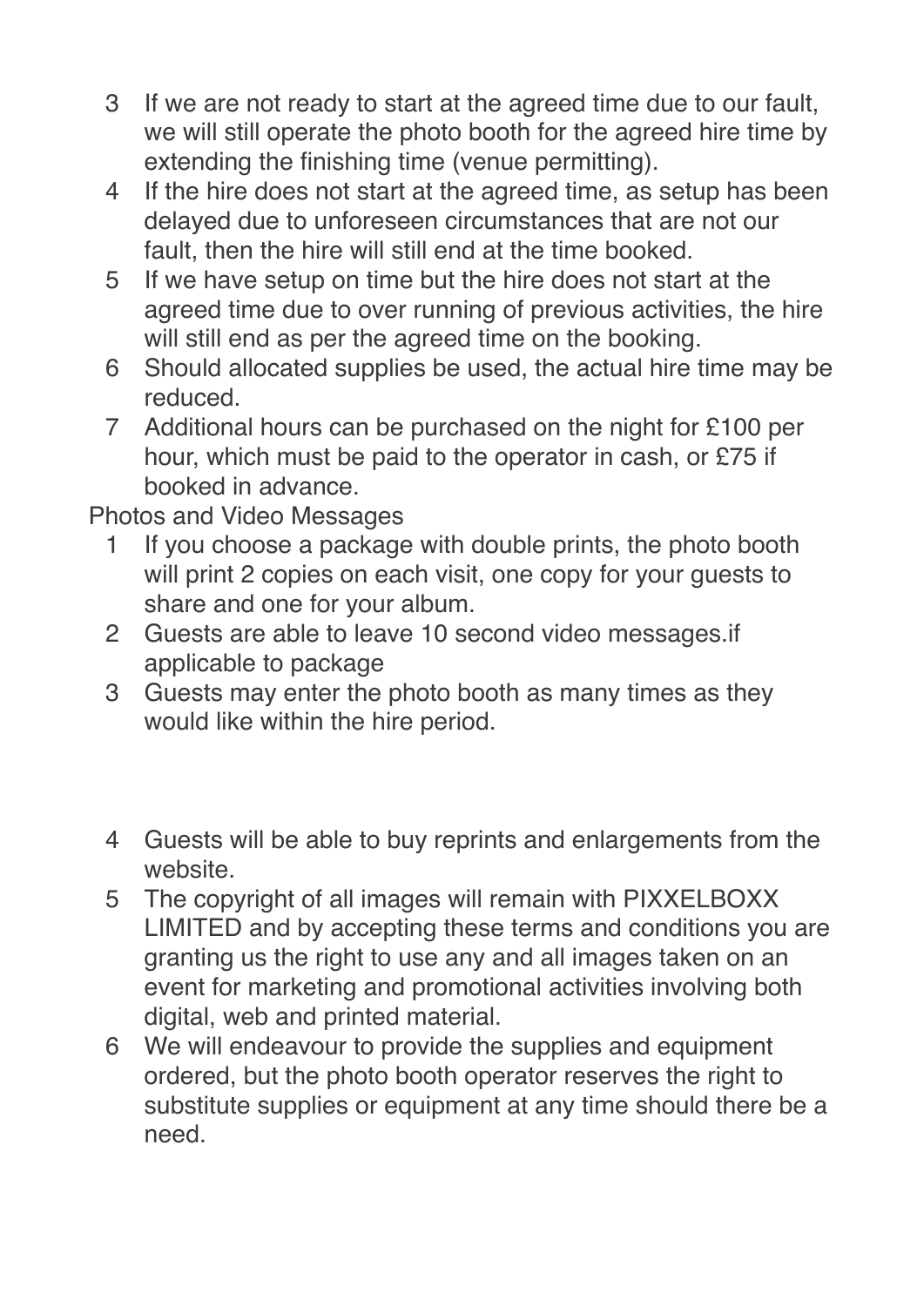3. If we are not ready to start at the agreed time due to our fault, we will still operate the photo booth for the agreed hire time by extending the finishing time (venue permitting).
4. If the hire does not start at the agreed time, as setup has been delayed due to unforeseen circumstances that are not our fault, then the hire will still end at the time booked.
5. If we have setup on time but the hire does not start at the agreed time due to over running of previous activities, the hire will still end as per the agreed time on the booking.
6. Should allocated supplies be used, the actual hire time may be reduced.
7. Additional hours can be purchased on the night for £100 per hour, which must be paid to the operator in cash, or £75 if booked in advance.

Photos and Video Messages

1. If you choose a package with double prints, the photo booth will print 2 copies on each visit, one copy for your guests to share and one for your album.
2. Guests are able to leave 10 second video messages.if applicable to package
3. Guests may enter the photo booth as many times as they would like within the hire period.
4. Guests will be able to buy reprints and enlargements from the website.
5. The copyright of all images will remain with PIXXELBOXX LIMITED and by accepting these terms and conditions you are granting us the right to use any and all images taken on an event for marketing and promotional activities involving both digital, web and printed material.
6. We will endeavour to provide the supplies and equipment ordered, but the photo booth operator reserves the right to substitute supplies or equipment at any time should there be a need.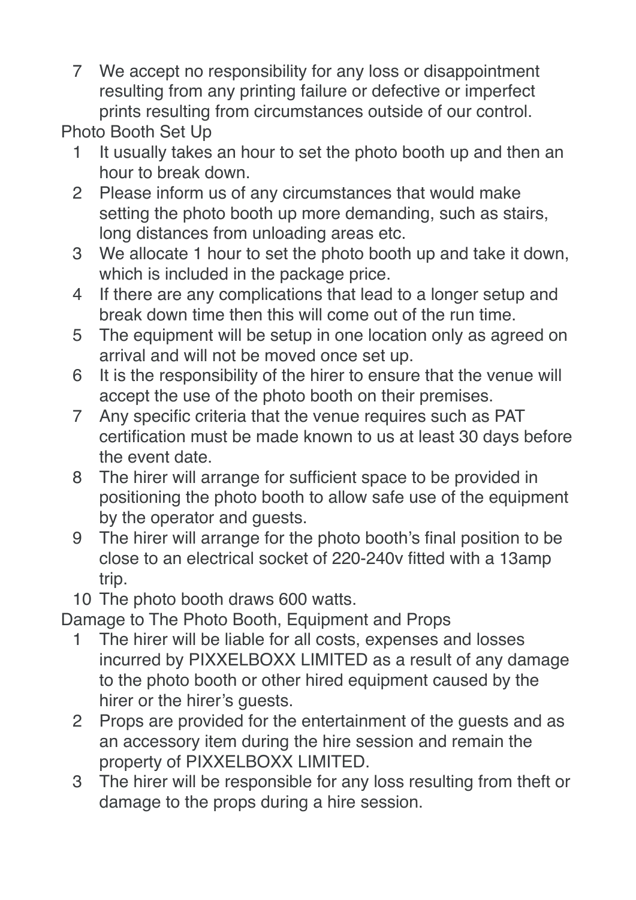7. We accept no responsibility for any loss or disappointment resulting from any printing failure or defective or imperfect prints resulting from circumstances outside of our control.

## Photo Booth Set Up

1. It usually takes an hour to set the photo booth up and then an hour to break down.
2. Please inform us of any circumstances that would make setting the photo booth up more demanding, such as stairs, long distances from unloading areas etc.
3. We allocate 1 hour to set the photo booth up and take it down, which is included in the package price.
4. If there are any complications that lead to a longer setup and break down time then this will come out of the run time.
5. The equipment will be setup in one location only as agreed on arrival and will not be moved once set up.
6. It is the responsibility of the hirer to ensure that the venue will accept the use of the photo booth on their premises.
7. Any specific criteria that the venue requires such as PAT certification must be made known to us at least 30 days before the event date.
8. The hirer will arrange for sufficient space to be provided in positioning the photo booth to allow safe use of the equipment by the operator and guests.
9. The hirer will arrange for the photo booth's final position to be close to an electrical socket of 220-240v fitted with a 13amp trip.
10. The photo booth draws 600 watts.

## Damage to The Photo Booth, Equipment and Props

1. The hirer will be liable for all costs, expenses and losses incurred by PIXXELBOXX LIMITED as a result of any damage to the photo booth or other hired equipment caused by the hirer or the hirer's guests.
2. Props are provided for the entertainment of the guests and as an accessory item during the hire session and remain the property of PIXXELBOXX LIMITED.
3. The hirer will be responsible for any loss resulting from theft or damage to the props during a hire session.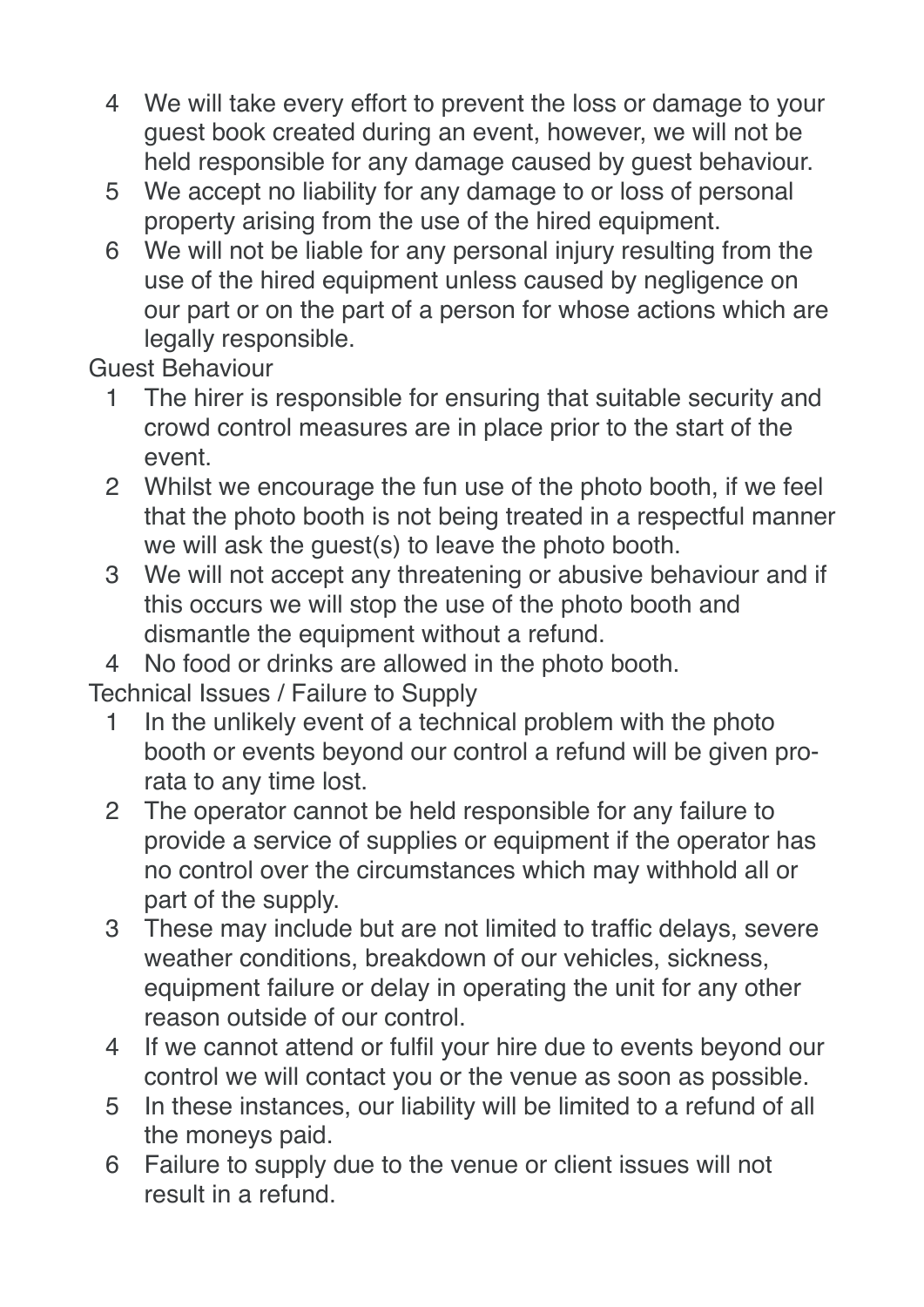4. We will take every effort to prevent the loss or damage to your guest book created during an event, however, we will not be held responsible for any damage caused by guest behaviour.
5. We accept no liability for any damage to or loss of personal property arising from the use of the hired equipment.
6. We will not be liable for any personal injury resulting from the use of the hired equipment unless caused by negligence on our part or on the part of a person for whose actions which are legally responsible.

Guest Behaviour

1. The hirer is responsible for ensuring that suitable security and crowd control measures are in place prior to the start of the event.
2. Whilst we encourage the fun use of the photo booth, if we feel that the photo booth is not being treated in a respectful manner we will ask the guest(s) to leave the photo booth.
3. We will not accept any threatening or abusive behaviour and if this occurs we will stop the use of the photo booth and dismantle the equipment without a refund.
4. No food or drinks are allowed in the photo booth.

Technical Issues / Failure to Supply

1. In the unlikely event of a technical problem with the photo booth or events beyond our control a refund will be given pro-rata to any time lost.
2. The operator cannot be held responsible for any failure to provide a service of supplies or equipment if the operator has no control over the circumstances which may withhold all or part of the supply.
3. These may include but are not limited to traffic delays, severe weather conditions, breakdown of our vehicles, sickness, equipment failure or delay in operating the unit for any other reason outside of our control.
4. If we cannot attend or fulfil your hire due to events beyond our control we will contact you or the venue as soon as possible.
5. In these instances, our liability will be limited to a refund of all the moneys paid.
6. Failure to supply due to the venue or client issues will not result in a refund.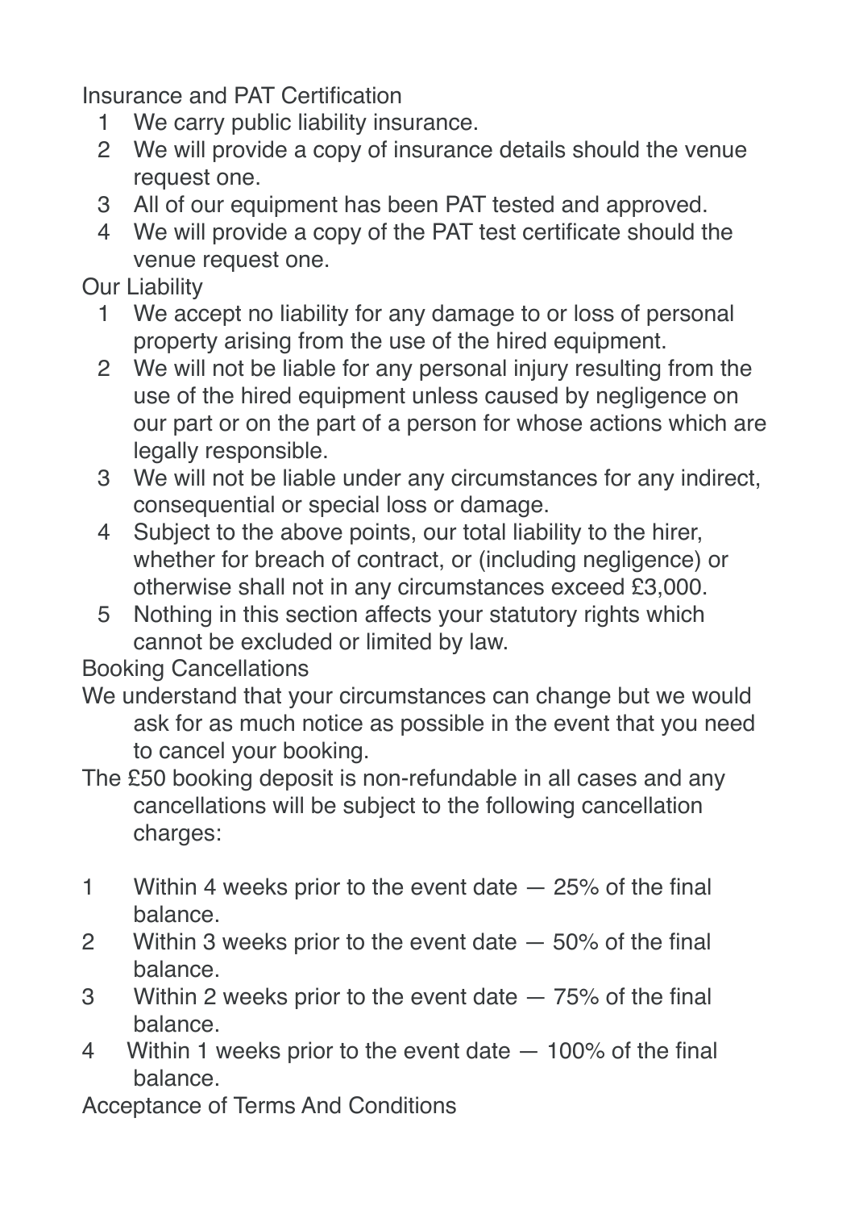## Insurance and PAT Certification

1. We carry public liability insurance.
2. We will provide a copy of insurance details should the venue request one.
3. All of our equipment has been PAT tested and approved.
4. We will provide a copy of the PAT test certificate should the venue request one.

## Our Liability

1. We accept no liability for any damage to or loss of personal property arising from the use of the hired equipment.
2. We will not be liable for any personal injury resulting from the use of the hired equipment unless caused by negligence on our part or on the part of a person for whose actions which are legally responsible.
3. We will not be liable under any circumstances for any indirect, consequential or special loss or damage.
4. Subject to the above points, our total liability to the hirer, whether for breach of contract, or (including negligence) or otherwise shall not in any circumstances exceed £3,000.
5. Nothing in this section affects your statutory rights which cannot be excluded or limited by law.

## Booking Cancellations

We understand that your circumstances can change but we would ask for as much notice as possible in the event that you need to cancel your booking.

The £50 booking deposit is non-refundable in all cases and any cancellations will be subject to the following cancellation charges:

1. Within 4 weeks prior to the event date — 25% of the final balance.
2. Within 3 weeks prior to the event date — 50% of the final balance.
3. Within 2 weeks prior to the event date — 75% of the final balance.
4. Within 1 weeks prior to the event date — 100% of the final balance.

## Acceptance of Terms And Conditions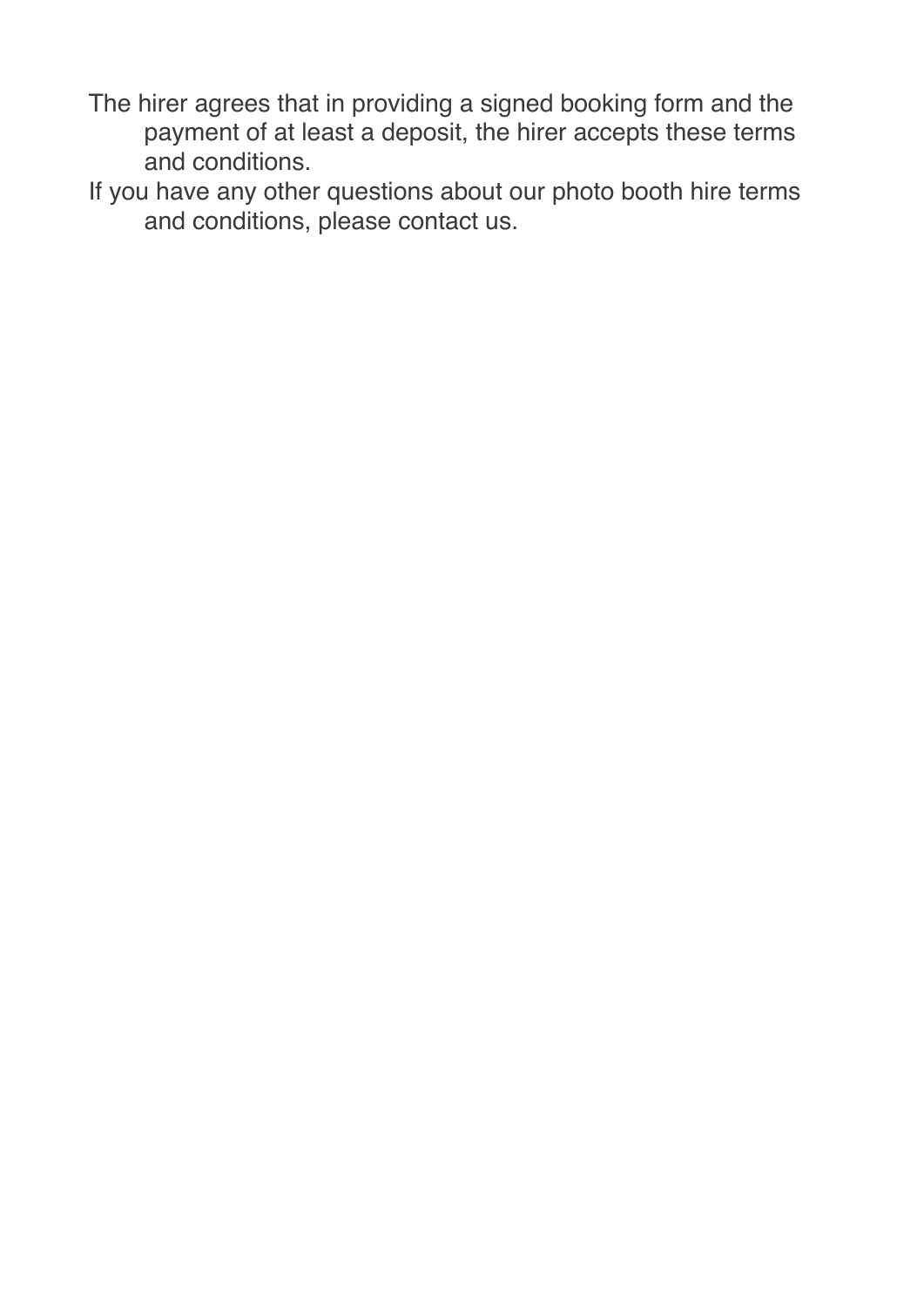The hirer agrees that in providing a signed booking form and the payment of at least a deposit, the hirer accepts these terms and conditions.

If you have any other questions about our photo booth hire terms and conditions, please contact us.